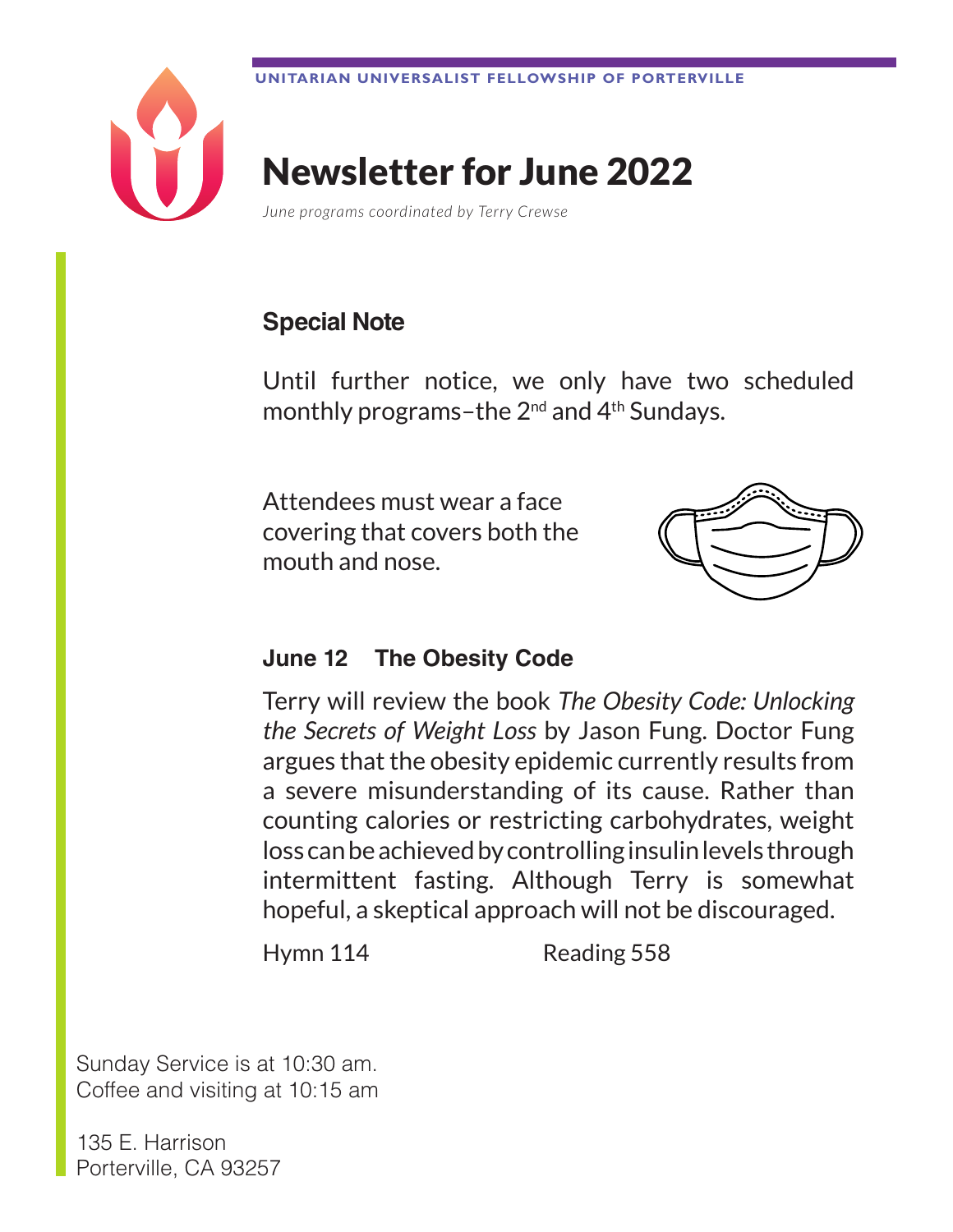UNITARIAN UNIVERSALIST FELLOWSHIP OF PORTERVILLE

# Newsletter for June 2022

*June programs coordinated by Terry Crewse*

## Special Note

Until further notice, we only have two scheduled monthly programs–the 2nd and 4th Sundays.

Attendees must wear a face covering that covers both the mouth and nose.

### June 12 The Obesity Code

Terry will review the book *The Obesity Code: Unlocking the Secrets of Weight Loss* by Jason Fung. Doctor Fung argues that the obesity epidemic currently results from a severe misunderstanding of its cause. Rather than counting calories or restricting carbohydrates, weight loss can be achieved by controlling insulin levels through intermittent fasting. Although Terry is somewhat hopeful, a skeptical approach will not be discouraged.

Hymn 114 Reading 558

Sunday Service is at 10:30 am.
Coffee and visiting at 10:15 am

135 E. Harrison
Porterville, CA 93257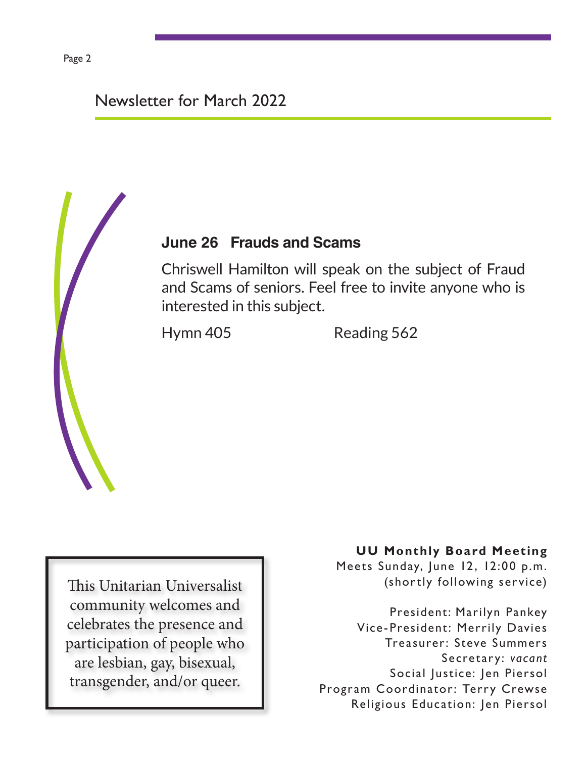## June 26   Frauds and Scams

Chriswell Hamilton will speak on the subject of Fraud and Scams of seniors. Feel free to invite anyone who is interested in this subject.

Hymn 405                    Reading 562

This Unitarian Universalist community welcomes and celebrates the presence and participation of people who are lesbian, gay, bisexual, transgender, and/or queer.

**UU Monthly Board Meeting**

Meets Sunday, June 12, 12:00 p.m.
(shortly following service)

President: Marilyn Pankey
Vice-President: Merrily Davies
Treasurer: Steve Summers
Secretary: *vacant*
Social Justice: Jen Piersol
Program Coordinator: Terry Crewse
Religious Education: Jen Piersol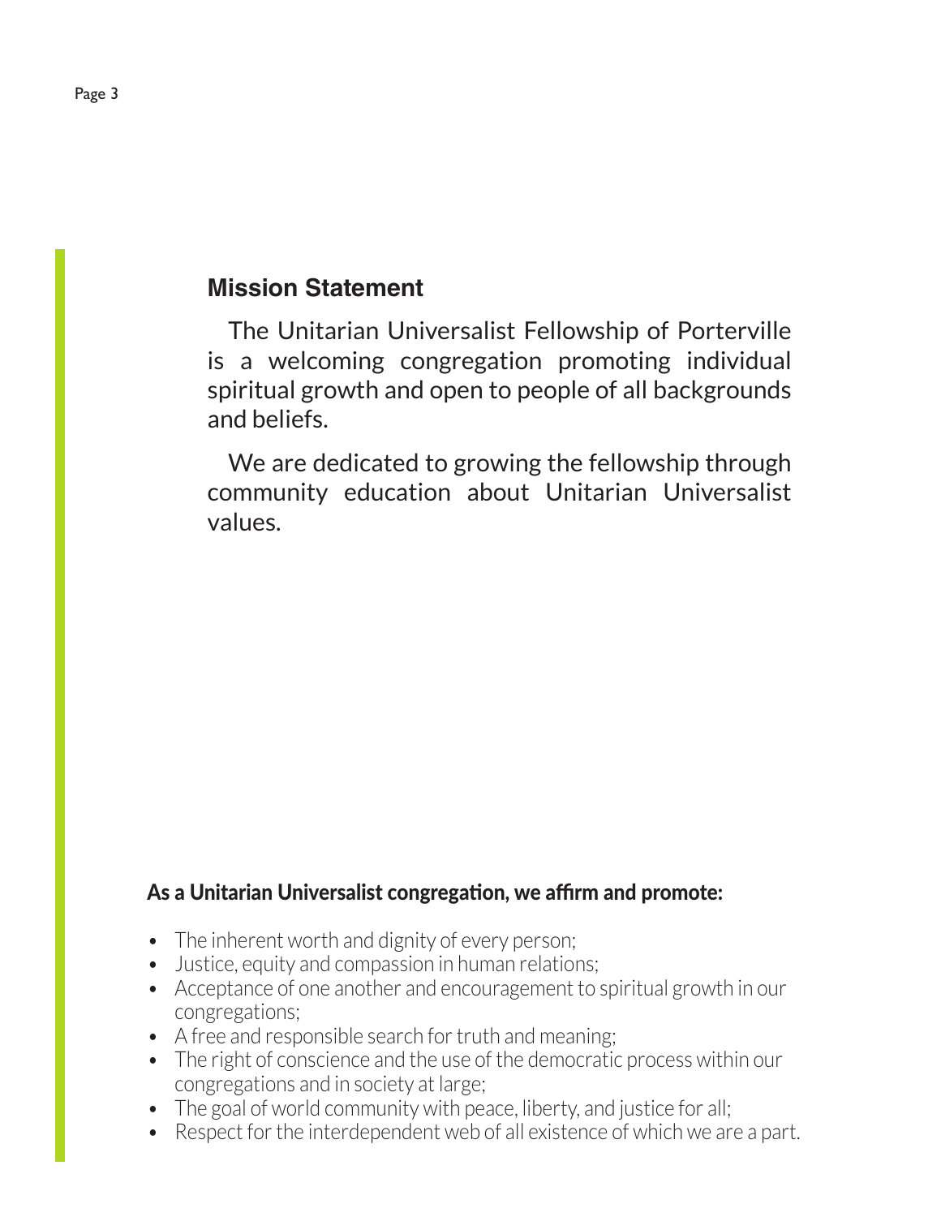## Mission Statement

The Unitarian Universalist Fellowship of Porterville is a welcoming congregation promoting individual spiritual growth and open to people of all backgrounds and beliefs.

We are dedicated to growing the fellowship through community education about Unitarian Universalist values.

**As a Unitarian Universalist congregation, we affirm and promote:**

- The inherent worth and dignity of every person;
- Justice, equity and compassion in human relations;
- Acceptance of one another and encouragement to spiritual growth in our congregations;
- A free and responsible search for truth and meaning;
- The right of conscience and the use of the democratic process within our congregations and in society at large;
- The goal of world community with peace, liberty, and justice for all;
- Respect for the interdependent web of all existence of which we are a part.